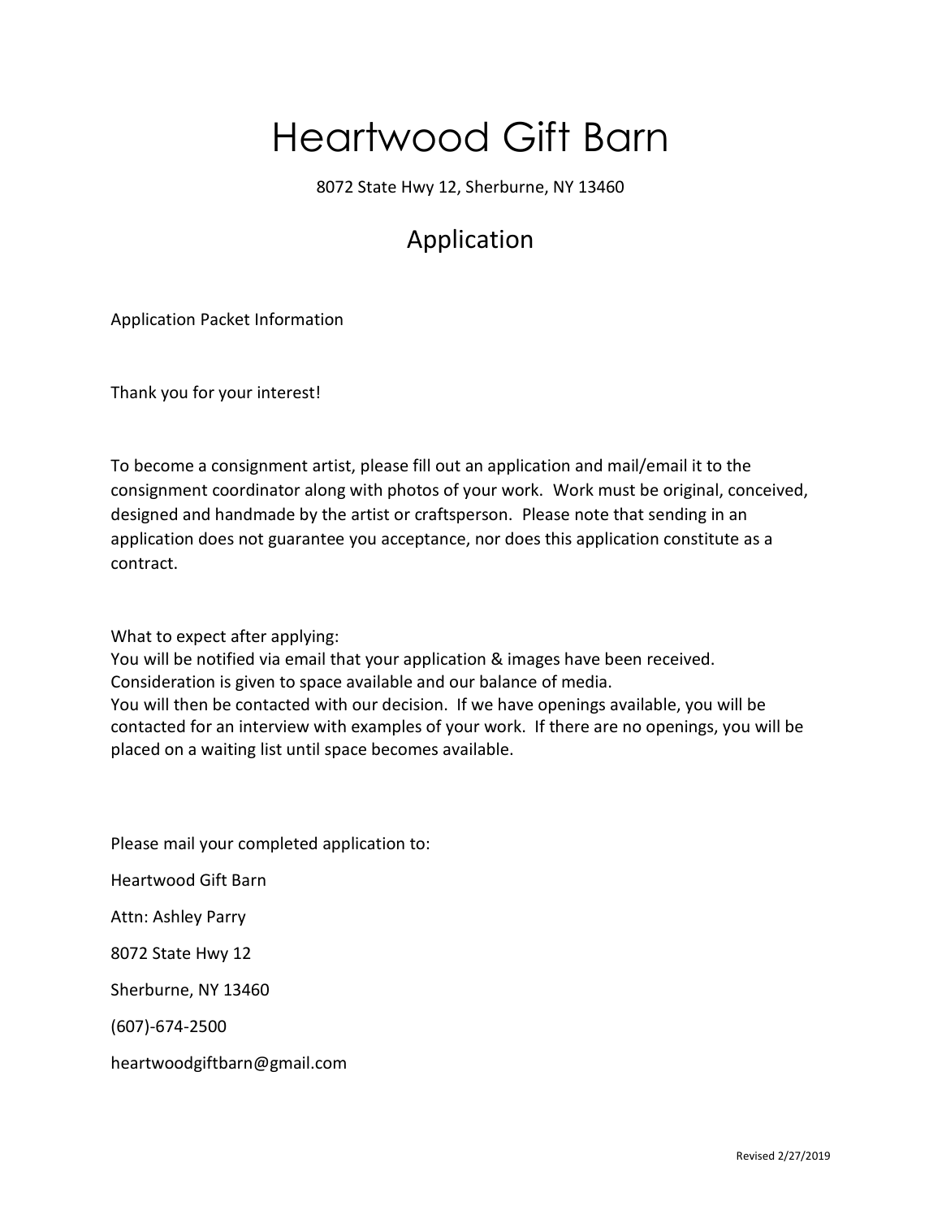# Heartwood Gift Barn

8072 State Hwy 12, Sherburne, NY 13460

## Application

Application Packet Information

Thank you for your interest!

To become a consignment artist, please fill out an application and mail/email it to the consignment coordinator along with photos of your work. Work must be original, conceived, designed and handmade by the artist or craftsperson. Please note that sending in an application does not guarantee you acceptance, nor does this application constitute as a contract.

What to expect after applying:
You will be notified via email that your application & images have been received.
Consideration is given to space available and our balance of media.
You will then be contacted with our decision. If we have openings available, you will be contacted for an interview with examples of your work. If there are no openings, you will be placed on a waiting list until space becomes available.

Please mail your completed application to:

Heartwood Gift Barn

Attn: Ashley Parry

8072 State Hwy 12

Sherburne, NY 13460

(607)-674-2500

heartwoodgiftbarn@gmail.com

Revised 2/27/2019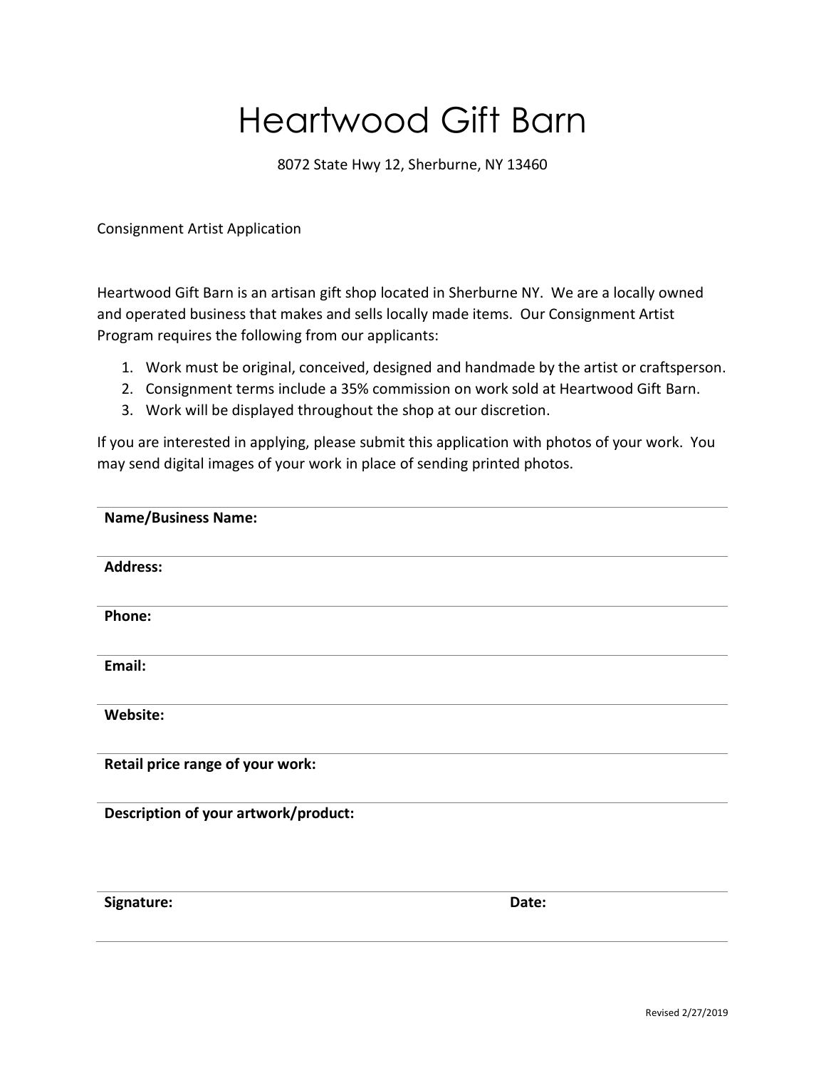# Heartwood Gift Barn

8072 State Hwy 12, Sherburne, NY 13460

Consignment Artist Application

Heartwood Gift Barn is an artisan gift shop located in Sherburne NY. We are a locally owned and operated business that makes and sells locally made items. Our Consignment Artist Program requires the following from our applicants:

1. Work must be original, conceived, designed and handmade by the artist or craftsperson.
2. Consignment terms include a 35% commission on work sold at Heartwood Gift Barn.
3. Work will be displayed throughout the shop at our discretion.

If you are interested in applying, please submit this application with photos of your work. You may send digital images of your work in place of sending printed photos.

**Name/Business Name:**

**Address:**

**Phone:**

**Email:**

**Website:**

**Retail price range of your work:**

**Description of your artwork/product:**

**Signature:** **Date:**

Revised 2/27/2019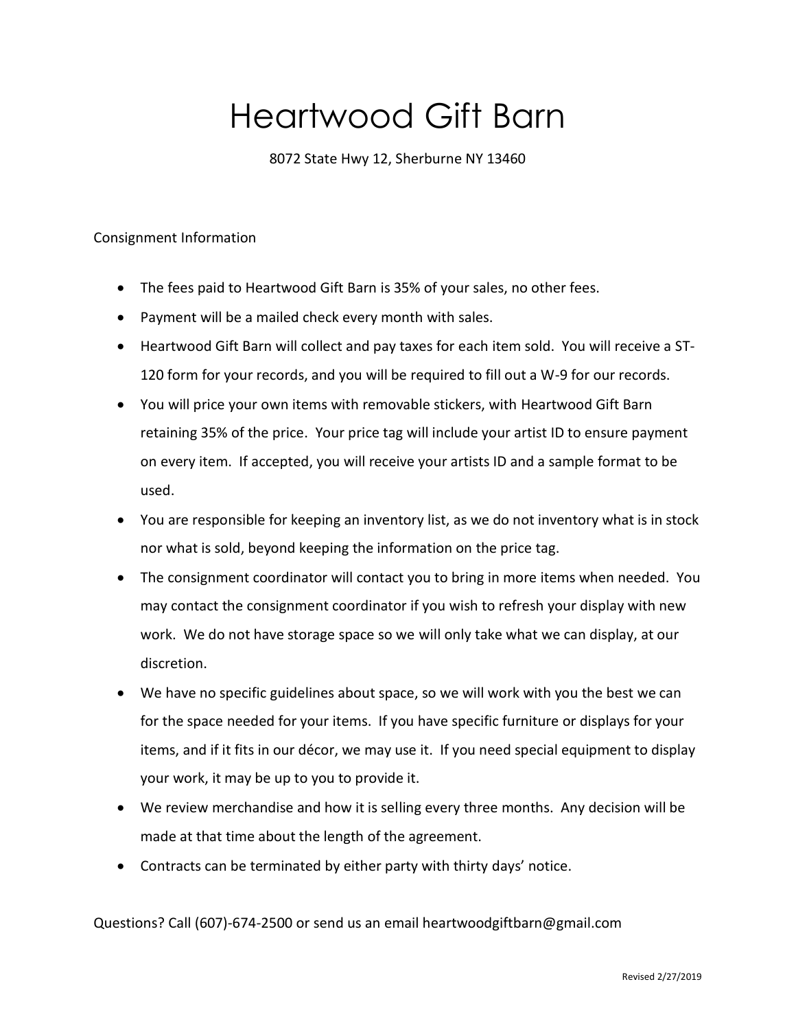# Heartwood Gift Barn

8072 State Hwy 12, Sherburne NY 13460

Consignment Information

- The fees paid to Heartwood Gift Barn is 35% of your sales, no other fees.
- Payment will be a mailed check every month with sales.
- Heartwood Gift Barn will collect and pay taxes for each item sold. You will receive a ST-120 form for your records, and you will be required to fill out a W-9 for our records.
- You will price your own items with removable stickers, with Heartwood Gift Barn retaining 35% of the price. Your price tag will include your artist ID to ensure payment on every item. If accepted, you will receive your artists ID and a sample format to be used.
- You are responsible for keeping an inventory list, as we do not inventory what is in stock nor what is sold, beyond keeping the information on the price tag.
- The consignment coordinator will contact you to bring in more items when needed. You may contact the consignment coordinator if you wish to refresh your display with new work. We do not have storage space so we will only take what we can display, at our discretion.
- We have no specific guidelines about space, so we will work with you the best we can for the space needed for your items. If you have specific furniture or displays for your items, and if it fits in our décor, we may use it. If you need special equipment to display your work, it may be up to you to provide it.
- We review merchandise and how it is selling every three months. Any decision will be made at that time about the length of the agreement.
- Contracts can be terminated by either party with thirty days' notice.

Questions? Call (607)-674-2500 or send us an email heartwoodgiftbarn@gmail.com

Revised 2/27/2019